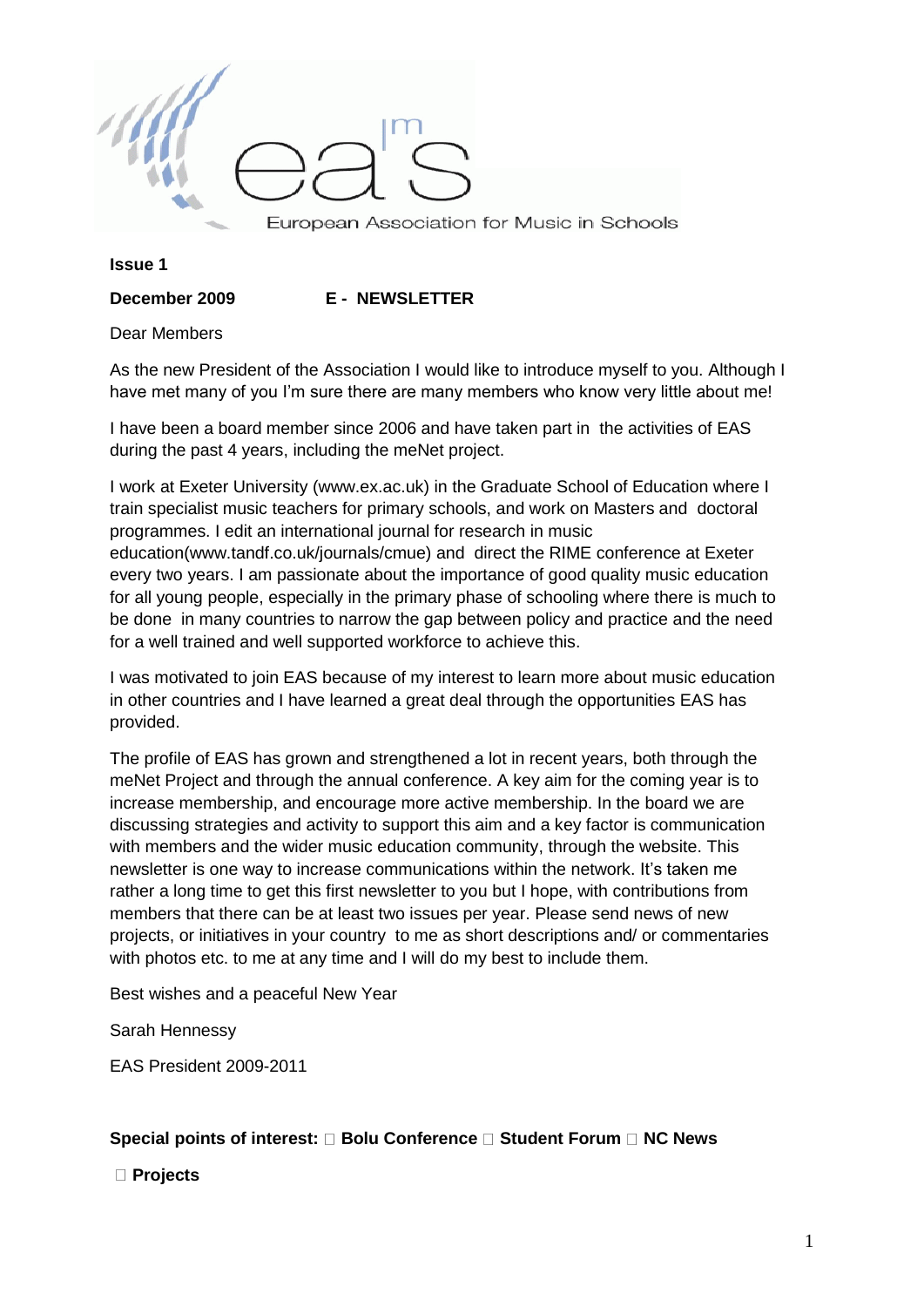European Association for Music in Schools

**Issue 1**

**December 2009** **E - NEWSLETTER**

Dear Members

As the new President of the Association I would like to introduce myself to you. Although I have met many of you I'm sure there are many members who know very little about me!

I have been a board member since 2006 and have taken part in the activities of EAS during the past 4 years, including the meNet project.

I work at Exeter University (www.ex.ac.uk) in the Graduate School of Education where I train specialist music teachers for primary schools, and work on Masters and doctoral programmes. I edit an international journal for research in music education(www.tandf.co.uk/journals/cmue) and direct the RIME conference at Exeter every two years. I am passionate about the importance of good quality music education for all young people, especially in the primary phase of schooling where there is much to be done in many countries to narrow the gap between policy and practice and the need for a well trained and well supported workforce to achieve this.

I was motivated to join EAS because of my interest to learn more about music education in other countries and I have learned a great deal through the opportunities EAS has provided.

The profile of EAS has grown and strengthened a lot in recent years, both through the meNet Project and through the annual conference. A key aim for the coming year is to increase membership, and encourage more active membership. In the board we are discussing strategies and activity to support this aim and a key factor is communication with members and the wider music education community, through the website. This newsletter is one way to increase communications within the network. It's taken me rather a long time to get this first newsletter to you but I hope, with contributions from members that there can be at least two issues per year. Please send news of new projects, or initiatives in your country to me as short descriptions and/ or commentaries with photos etc. to me at any time and I will do my best to include them.

Best wishes and a peaceful New Year

Sarah Hennessy

EAS President 2009-2011

**Special points of interest:** **Bolu Conference** **Student Forum** **NC News** **Projects**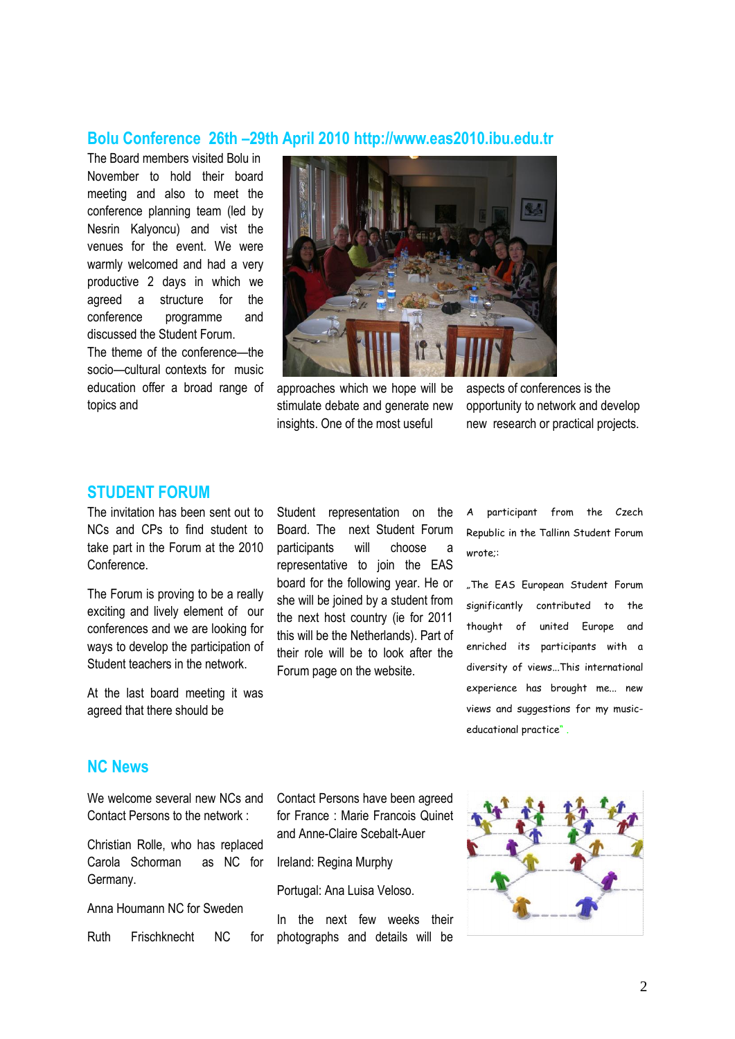## Bolu Conference 26th –29th April 2010 http://www.eas2010.ibu.edu.tr

The Board members visited Bolu in November to hold their board meeting and also to meet the conference planning team (led by Nesrin Kalyoncu) and vist the venues for the event. We were warmly welcomed and had a very productive 2 days in which we agreed a structure for the conference programme and discussed the Student Forum.

The theme of the conference—the socio—cultural contexts for music education offer a broad range of topics and approaches which we hope will be stimulate debate and generate new insights. One of the most useful aspects of conferences is the opportunity to network and develop new research or practical projects.

## STUDENT FORUM

The invitation has been sent out to NCs and CPs to find student to take part in the Forum at the 2010 Conference.

The Forum is proving to be a really exciting and lively element of our conferences and we are looking for ways to develop the participation of Student teachers in the network.

At the last board meeting it was agreed that there should be Student representation on the Board. The next Student Forum participants will choose a representative to join the EAS board for the following year. He or she will be joined by a student from the next host country (ie for 2011 this will be the Netherlands). Part of their role will be to look after the Forum page on the website.

A participant from the Czech Republic in the Tallinn Student Forum wrote;:

„The EAS European Student Forum significantly contributed to the thought of united Europe and enriched its participants with a diversity of views...This international experience has brought me... new views and suggestions for my music-educational practice" .

## NC News

We welcome several new NCs and Contact Persons to the network :

Christian Rolle, who has replaced Carola Schorman as NC for Germany.

Anna Houmann NC for Sweden

Ruth Frischknecht NC for

Contact Persons have been agreed for France : Marie Francois Quinet and Anne-Claire Scebalt-Auer

Ireland: Regina Murphy

Portugal: Ana Luisa Veloso.

In the next few weeks their photographs and details will be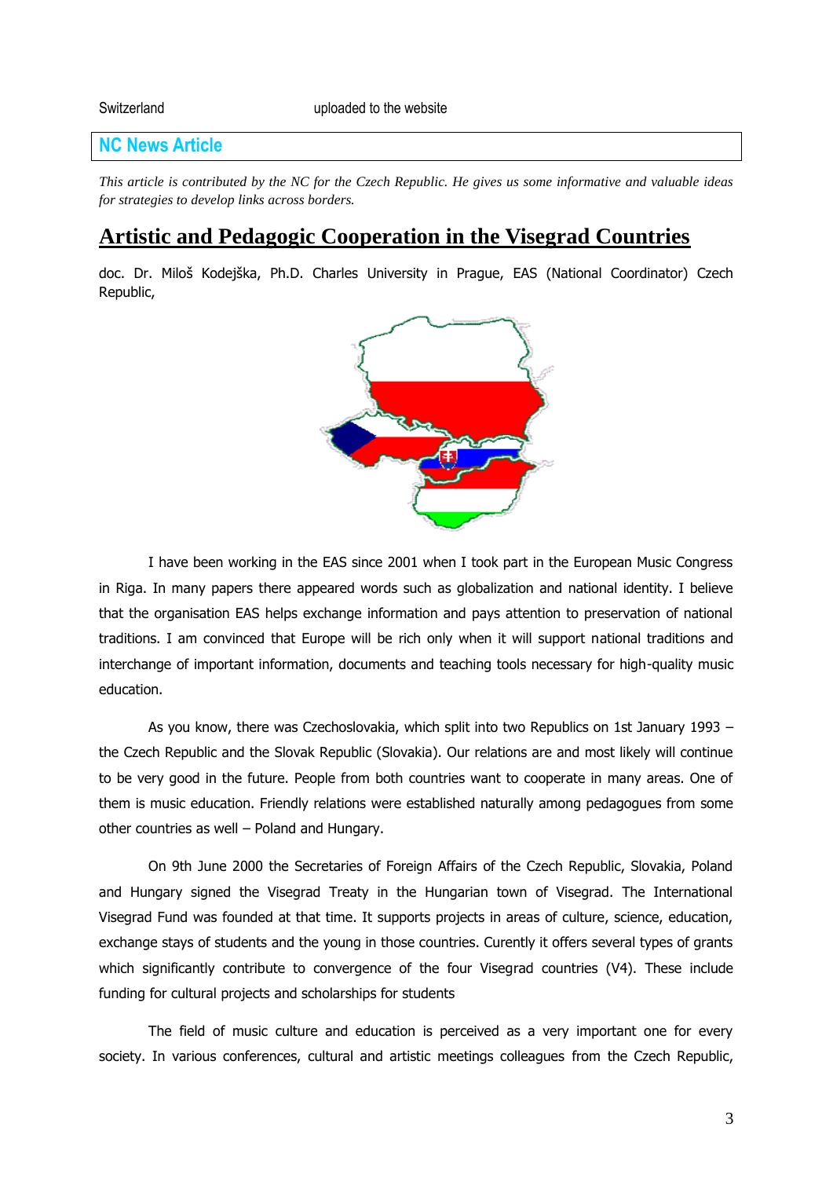Switzerland uploaded to the website

## NC News Article

*This article is contributed by the NC for the Czech Republic. He gives us some informative and valuable ideas for strategies to develop links across borders.*

# Artistic and Pedagogic Cooperation in the Visegrad Countries

doc. Dr. Miloš Kodejška, Ph.D. Charles University in Prague, EAS (National Coordinator) Czech Republic,

I have been working in the EAS since 2001 when I took part in the European Music Congress in Riga. In many papers there appeared words such as globalization and national identity. I believe that the organisation EAS helps exchange information and pays attention to preservation of national traditions. I am convinced that Europe will be rich only when it will support national traditions and interchange of important information, documents and teaching tools necessary for high-quality music education.

As you know, there was Czechoslovakia, which split into two Republics on 1st January 1993 – the Czech Republic and the Slovak Republic (Slovakia). Our relations are and most likely will continue to be very good in the future. People from both countries want to cooperate in many areas. One of them is music education. Friendly relations were established naturally among pedagogues from some other countries as well – Poland and Hungary.

On 9th June 2000 the Secretaries of Foreign Affairs of the Czech Republic, Slovakia, Poland and Hungary signed the Visegrad Treaty in the Hungarian town of Visegrad. The International Visegrad Fund was founded at that time. It supports projects in areas of culture, science, education, exchange stays of students and the young in those countries. Curently it offers several types of grants which significantly contribute to convergence of the four Visegrad countries (V4). These include funding for cultural projects and scholarships for students

The field of music culture and education is perceived as a very important one for every society. In various conferences, cultural and artistic meetings colleagues from the Czech Republic,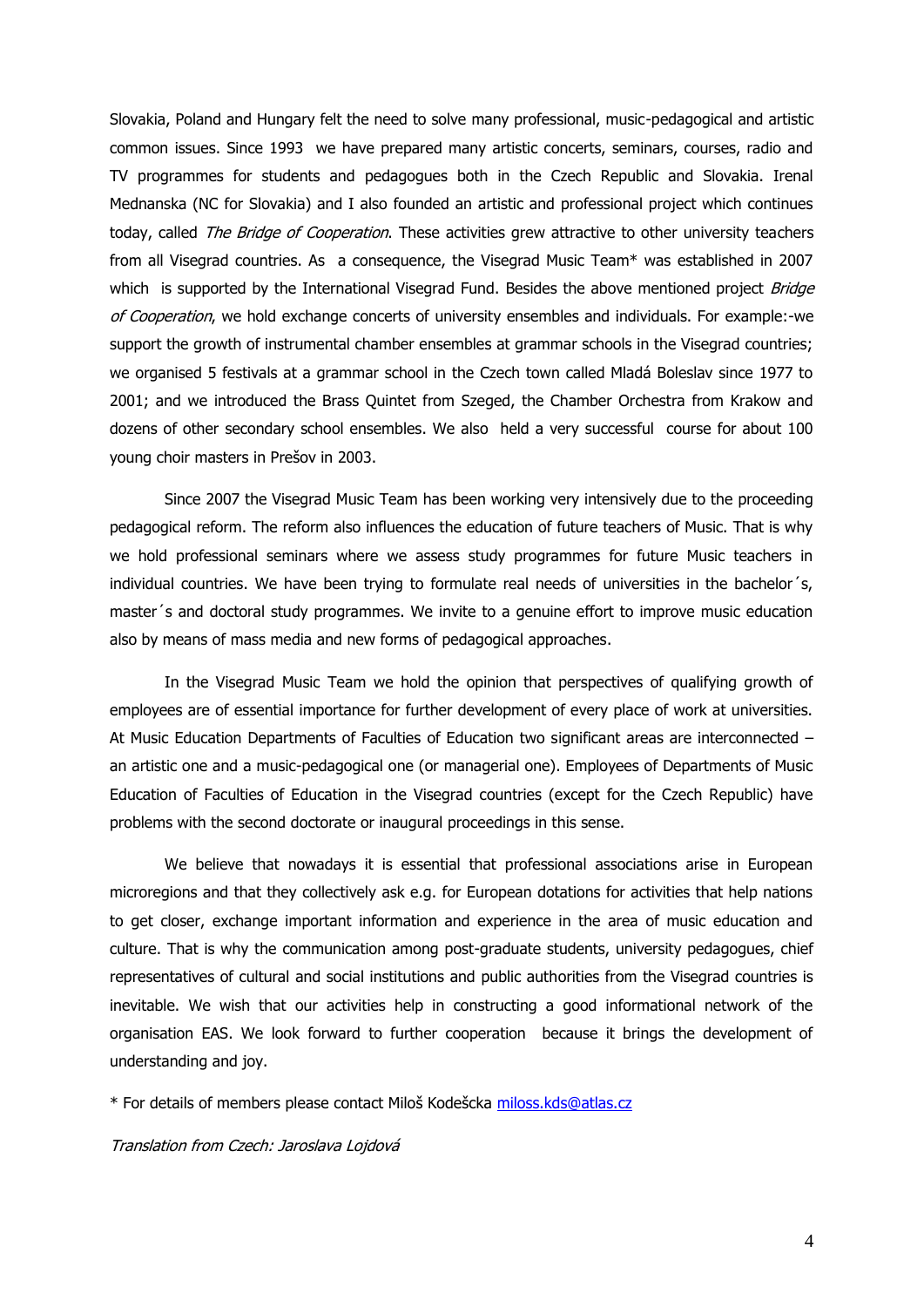Slovakia, Poland and Hungary felt the need to solve many professional, music-pedagogical and artistic common issues. Since 1993 we have prepared many artistic concerts, seminars, courses, radio and TV programmes for students and pedagogues both in the Czech Republic and Slovakia. Irenal Mednanska (NC for Slovakia) and I also founded an artistic and professional project which continues today, called *The Bridge of Cooperation*. These activities grew attractive to other university teachers from all Visegrad countries. As a consequence, the Visegrad Music Team* was established in 2007 which is supported by the International Visegrad Fund. Besides the above mentioned project *Bridge of Cooperation*, we hold exchange concerts of university ensembles and individuals. For example:-we support the growth of instrumental chamber ensembles at grammar schools in the Visegrad countries; we organised 5 festivals at a grammar school in the Czech town called Mladá Boleslav since 1977 to 2001; and we introduced the Brass Quintet from Szeged, the Chamber Orchestra from Krakow and dozens of other secondary school ensembles. We also held a very successful course for about 100 young choir masters in Prešov in 2003.

Since 2007 the Visegrad Music Team has been working very intensively due to the proceeding pedagogical reform. The reform also influences the education of future teachers of Music. That is why we hold professional seminars where we assess study programmes for future Music teachers in individual countries. We have been trying to formulate real needs of universities in the bachelor´s, master´s and doctoral study programmes. We invite to a genuine effort to improve music education also by means of mass media and new forms of pedagogical approaches.

In the Visegrad Music Team we hold the opinion that perspectives of qualifying growth of employees are of essential importance for further development of every place of work at universities. At Music Education Departments of Faculties of Education two significant areas are interconnected – an artistic one and a music-pedagogical one (or managerial one). Employees of Departments of Music Education of Faculties of Education in the Visegrad countries (except for the Czech Republic) have problems with the second doctorate or inaugural proceedings in this sense.

We believe that nowadays it is essential that professional associations arise in European microregions and that they collectively ask e.g. for European dotations for activities that help nations to get closer, exchange important information and experience in the area of music education and culture. That is why the communication among post-graduate students, university pedagogues, chief representatives of cultural and social institutions and public authorities from the Visegrad countries is inevitable. We wish that our activities help in constructing a good informational network of the organisation EAS. We look forward to further cooperation because it brings the development of understanding and joy.

* For details of members please contact Miloš Kodešcka miloss.kds@atlas.cz

*Translation from Czech: Jaroslava Lojdová*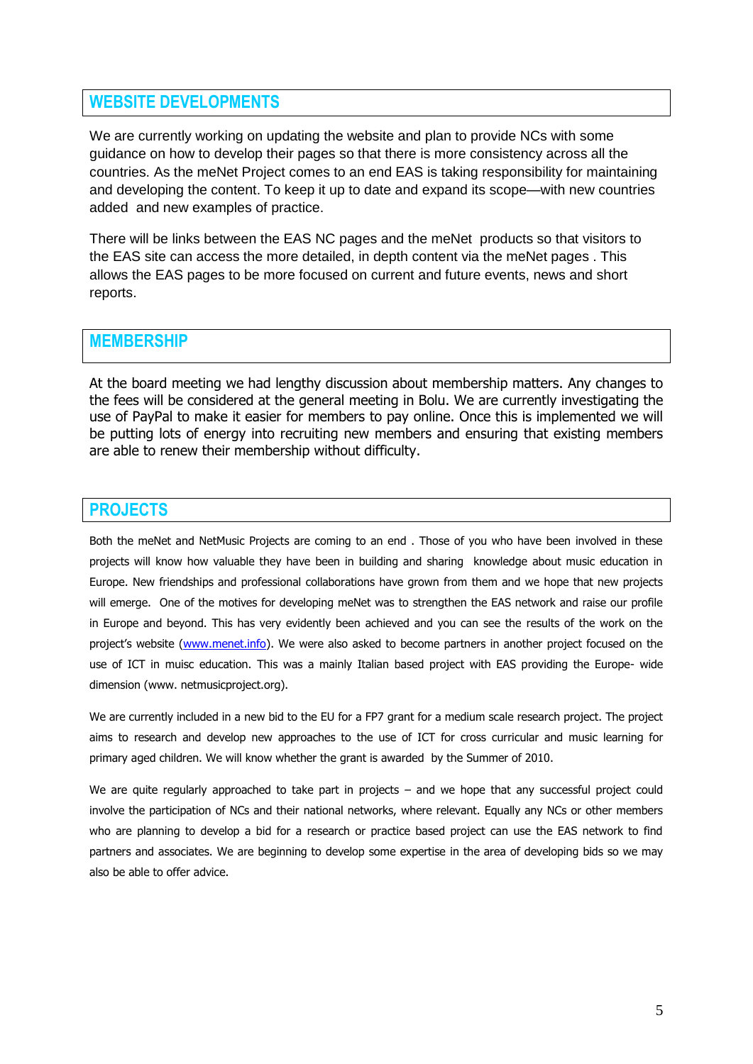## WEBSITE DEVELOPMENTS

We are currently working on updating the website and plan to provide NCs with some guidance on how to develop their pages so that there is more consistency across all the countries. As the meNet Project comes to an end EAS is taking responsibility for maintaining and developing the content. To keep it up to date and expand its scope—with new countries added and new examples of practice.

There will be links between the EAS NC pages and the meNet products so that visitors to the EAS site can access the more detailed, in depth content via the meNet pages . This allows the EAS pages to be more focused on current and future events, news and short reports.

## MEMBERSHIP

At the board meeting we had lengthy discussion about membership matters. Any changes to the fees will be considered at the general meeting in Bolu. We are currently investigating the use of PayPal to make it easier for members to pay online. Once this is implemented we will be putting lots of energy into recruiting new members and ensuring that existing members are able to renew their membership without difficulty.

## PROJECTS

Both the meNet and NetMusic Projects are coming to an end . Those of you who have been involved in these projects will know how valuable they have been in building and sharing knowledge about music education in Europe. New friendships and professional collaborations have grown from them and we hope that new projects will emerge. One of the motives for developing meNet was to strengthen the EAS network and raise our profile in Europe and beyond. This has very evidently been achieved and you can see the results of the work on the project's website (www.menet.info). We were also asked to become partners in another project focused on the use of ICT in muisc education. This was a mainly Italian based project with EAS providing the Europe- wide dimension (www. netmusicproject.org).

We are currently included in a new bid to the EU for a FP7 grant for a medium scale research project. The project aims to research and develop new approaches to the use of ICT for cross curricular and music learning for primary aged children. We will know whether the grant is awarded by the Summer of 2010.

We are quite regularly approached to take part in projects – and we hope that any successful project could involve the participation of NCs and their national networks, where relevant. Equally any NCs or other members who are planning to develop a bid for a research or practice based project can use the EAS network to find partners and associates. We are beginning to develop some expertise in the area of developing bids so we may also be able to offer advice.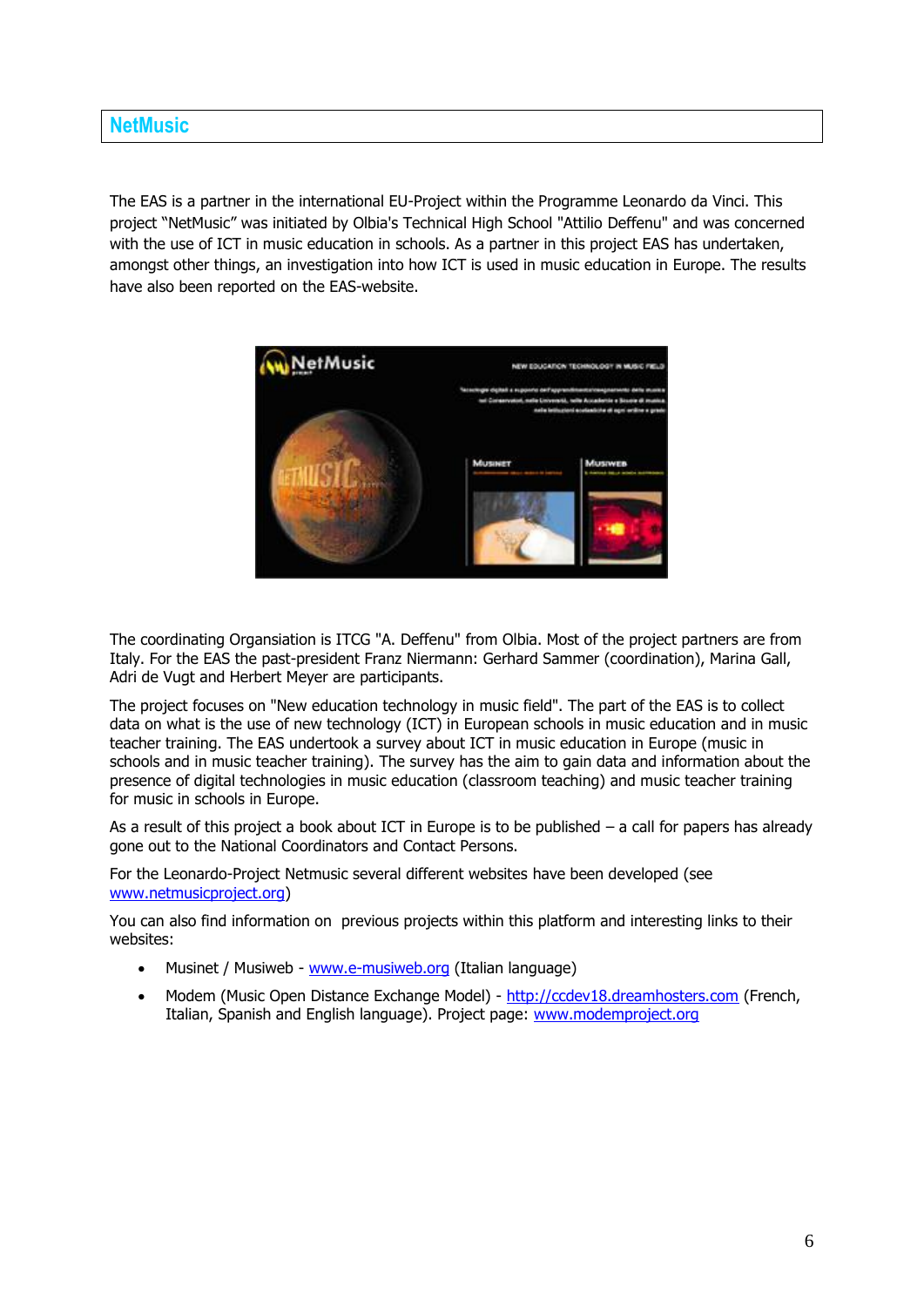## NetMusic

The EAS is a partner in the international EU-Project within the Programme Leonardo da Vinci. This project “NetMusic” was initiated by Olbia's Technical High School "Attilio Deffenu" and was concerned with the use of ICT in music education in schools. As a partner in this project EAS has undertaken, amongst other things, an investigation into how ICT is used in music education in Europe. The results have also been reported on the EAS-website.

The coordinating Organsiation is ITCG "A. Deffenu" from Olbia. Most of the project partners are from Italy. For the EAS the past-president Franz Niermann: Gerhard Sammer (coordination), Marina Gall, Adri de Vugt and Herbert Meyer are participants.

The project focuses on "New education technology in music field". The part of the EAS is to collect data on what is the use of new technology (ICT) in European schools in music education and in music teacher training. The EAS undertook a survey about ICT in music education in Europe (music in schools and in music teacher training). The survey has the aim to gain data and information about the presence of digital technologies in music education (classroom teaching) and music teacher training for music in schools in Europe.

As a result of this project a book about ICT in Europe is to be published – a call for papers has already gone out to the National Coordinators and Contact Persons.

For the Leonardo-Project Netmusic several different websites have been developed (see www.netmusicproject.org)

You can also find information on previous projects within this platform and interesting links to their websites:

- Musinet / Musiweb - www.e-musiweb.org (Italian language)
- Modem (Music Open Distance Exchange Model) - http://ccdev18.dreamhosters.com (French, Italian, Spanish and English language). Project page: www.modemproject.org